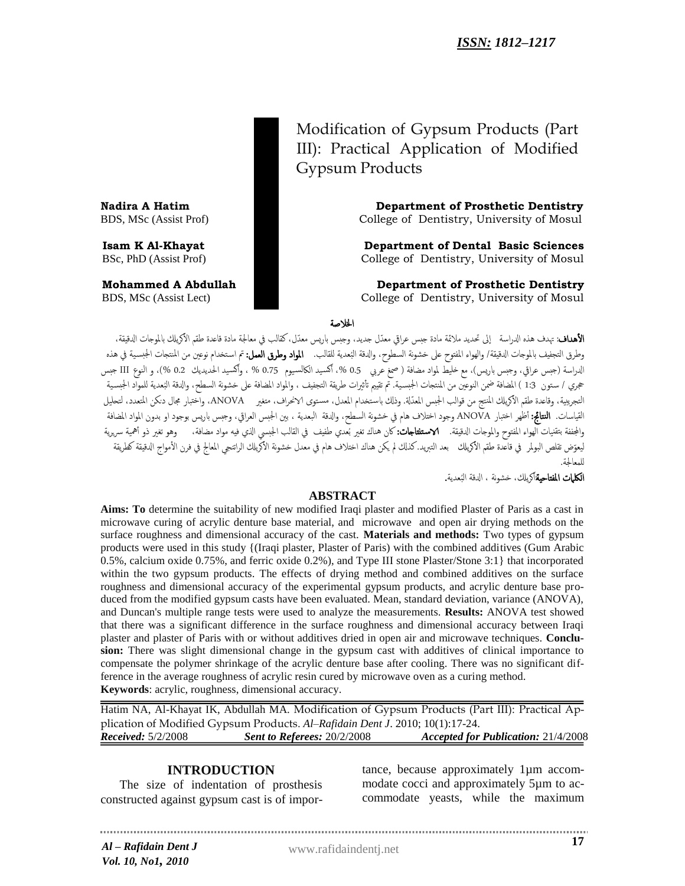*ISSN: 1812–1217*

# Modification of Gypsum Products (Part III): Practical Application of Modified Gypsum Products

**Nadira A Hatim**
BDS, MSc (Assist Prof)

**Department of Prosthetic Dentistry**
College of Dentistry, University of Mosul

**Isam K Al-Khayat**
BSc, PhD (Assist Prof)

**Department of Dental Basic Sciences**
College of Dentistry, University of Mosul

**Mohammed A Abdullah**
BDS, MSc (Assist Lect)

**Department of Prosthetic Dentistry**
College of Dentistry, University of Mosul

## الخلاصة

**الأهداف:** تهدف هذه الدراسة إلى تحديد ملائمة مادة جبس عراقي معدّل جديد، وجبس باريس معدّل، كقالب في معالجة مادة قاعدة طقم الأكريلك بالموجات الدقيقة، وطرق التجفيف بالموجات الدقيقة/ والهواء المفتوح على خشونة السطوح، والدقة البُعدية للقالب. **المواد وطرق العمل:** تم استخدام نوعين من المنتجات الجبسية في هذه الدراسة (جبس عراقي، وجبس باريس)، مع خليط لمواد مضافة ( صمغ عربي 0.5 %، أكسيد الكالسيوم 0.75 % ، وأكسيد الحديديك 0.2 %)، و النوع III جبس حجري / ستون 1:3 ) المضافة ضمن النوعين من المنتجات الجبسية. تم تقييم تأثيرات طريقة التجفيف ، والمواد المضافة على خشونة السطح، والدقة البُعدية للمواد الجبسية التجريبية، وقاعدة طقم الأكريلك المنتج من قوالب الجبس المعدّلة. وذلك باستخدام المعدل، مستوى الانحراف، متغير ANOVA، واختبار مجال دنكن المتعدد، لتحليل القياسات. **النتائج:** أظهر اختبار ANOVA وجود اختلاف هام في خشونة السطح، والدقة البعدية ، بين الجبس العراقي، وجبس باريس بوجود او بدون المواد المضافة والمجففة بتقنيات الهواء المفتوح والموجات الدقيقة. **الاستنتاجات:** كان هناك تغير بُعدي طفيف في القالب الجبسي الذي فيه مواد مضافة، وهو تغير ذو أهمية سريرية ليعوّض تقلص البولمر في قاعدة طقم الأكريلك بعد التبريد. كذلك لم يكن هناك اختلاف هام في معدل خشونة الأكريلك الراتنجي المعالج في فرن الأمواج الدقيقة كطريقة للمعالجة.

**الكلمات المفتاحية:** أكريلك، خشونة ، الدقة البُعدية.

## ABSTRACT

**Aims: To** determine the suitability of new modified Iraqi plaster and modified Plaster of Paris as a cast in microwave curing of acrylic denture base material, and microwave and open air drying methods on the surface roughness and dimensional accuracy of the cast. **Materials and methods:** Two types of gypsum products were used in this study {(Iraqi plaster, Plaster of Paris) with the combined additives (Gum Arabic 0.5%, calcium oxide 0.75%, and ferric oxide 0.2%), and Type III stone Plaster/Stone 3:1} that incorporated within the two gypsum products. The effects of drying method and combined additives on the surface roughness and dimensional accuracy of the experimental gypsum products, and acrylic denture base produced from the modified gypsum casts have been evaluated. Mean, standard deviation, variance (ANOVA), and Duncan's multiple range tests were used to analyze the measurements. **Results:** ANOVA test showed that there was a significant difference in the surface roughness and dimensional accuracy between Iraqi plaster and plaster of Paris with or without additives dried in open air and microwave techniques. **Conclusion:** There was slight dimensional change in the gypsum cast with additives of clinical importance to compensate the polymer shrinkage of the acrylic denture base after cooling. There was no significant difference in the average roughness of acrylic resin cured by microwave oven as a curing method.

**Keywords**: acrylic, roughness, dimensional accuracy.

Hatim NA, Al-Khayat IK, Abdullah MA. Modification of Gypsum Products (Part III): Practical Application of Modified Gypsum Products. *Al–Rafidain Dent J*. 2010; 10(1):17-24.

***Received:*** 5/2/2008 ***Sent to Referees:*** 20/2/2008 ***Accepted for Publication:*** 21/4/2008

## INTRODUCTION

The size of indentation of prosthesis constructed against gypsum cast is of importance, because approximately 1µm accommodate cocci and approximately 5µm to accommodate yeasts, while the maximum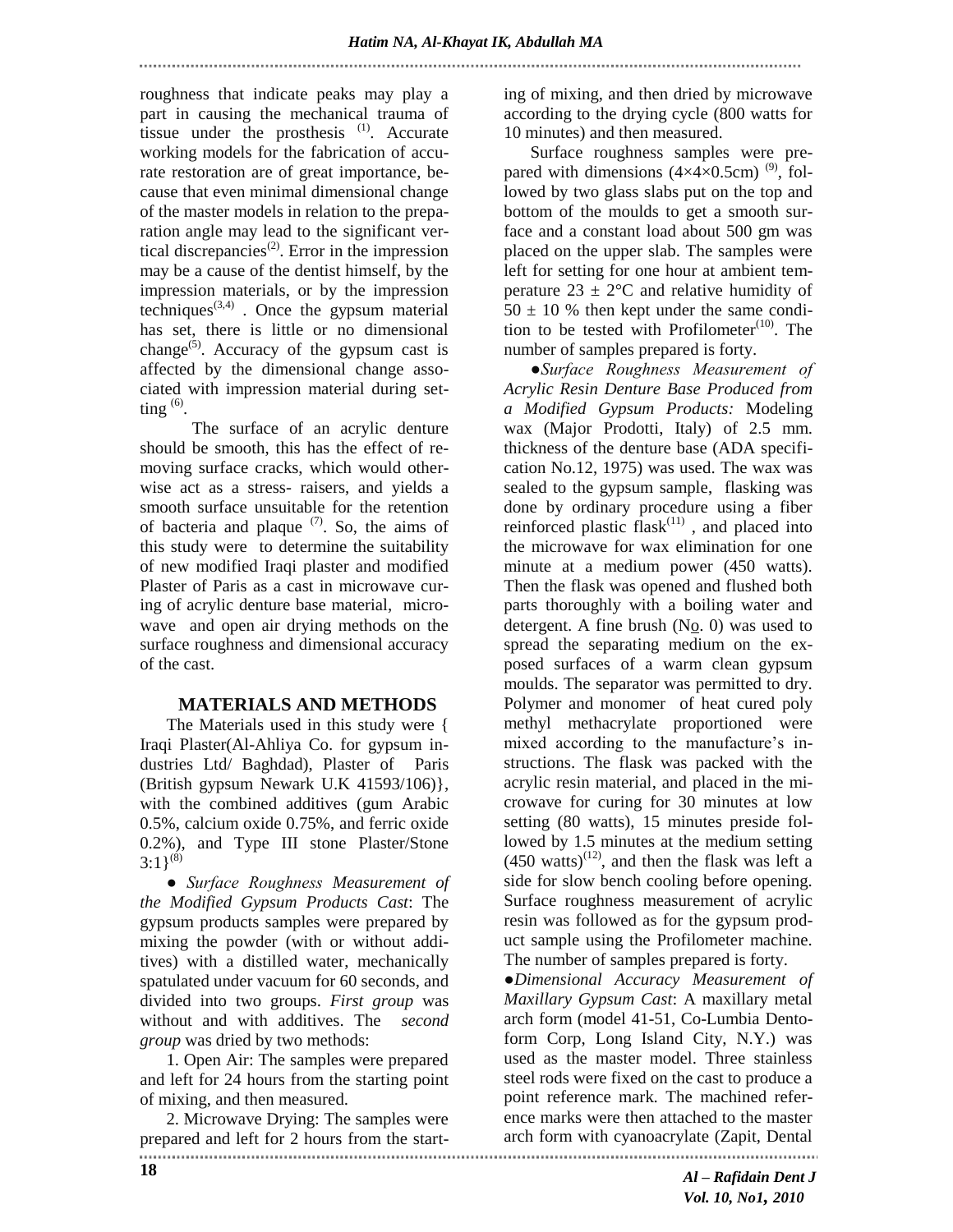roughness that indicate peaks may play a part in causing the mechanical trauma of tissue under the prosthesis [1]. Accurate working models for the fabrication of accurate restoration are of great importance, because that even minimal dimensional change of the master models in relation to the preparation angle may lead to the significant vertical discrepancies[2]. Error in the impression may be a cause of the dentist himself, by the impression materials, or by the impression techniques[3,4] . Once the gypsum material has set, there is little or no dimensional change[5]. Accuracy of the gypsum cast is affected by the dimensional change associated with impression material during setting [6].

The surface of an acrylic denture should be smooth, this has the effect of removing surface cracks, which would otherwise act as a stress- raisers, and yields a smooth surface unsuitable for the retention of bacteria and plaque [7]. So, the aims of this study were to determine the suitability of new modified Iraqi plaster and modified Plaster of Paris as a cast in microwave curing of acrylic denture base material, microwave and open air drying methods on the surface roughness and dimensional accuracy of the cast.

## MATERIALS AND METHODS

The Materials used in this study were { Iraqi Plaster(Al-Ahliya Co. for gypsum industries Ltd/ Baghdad), Plaster of Paris (British gypsum Newark U.K 41593/106)}, with the combined additives (gum Arabic 0.5%, calcium oxide 0.75%, and ferric oxide 0.2%), and Type III stone Plaster/Stone 3:1}[8]

● *Surface Roughness Measurement of the Modified Gypsum Products Cast*: The gypsum products samples were prepared by mixing the powder (with or without additives) with a distilled water, mechanically spatulated under vacuum for 60 seconds, and divided into two groups. *First group* was without and with additives. The *second group* was dried by two methods:

1. Open Air: The samples were prepared and left for 24 hours from the starting point of mixing, and then measured.

2. Microwave Drying: The samples were prepared and left for 2 hours from the starting of mixing, and then dried by microwave according to the drying cycle (800 watts for 10 minutes) and then measured.

Surface roughness samples were prepared with dimensions (4×4×0.5cm) [9], followed by two glass slabs put on the top and bottom of the moulds to get a smooth surface and a constant load about 500 gm was placed on the upper slab. The samples were left for setting for one hour at ambient temperature 23 ± 2°C and relative humidity of 50 ± 10 % then kept under the same condition to be tested with Profilometer[10]. The number of samples prepared is forty.

●*Surface Roughness Measurement of Acrylic Resin Denture Base Produced from a Modified Gypsum Products:* Modeling wax (Major Prodotti, Italy) of 2.5 mm. thickness of the denture base (ADA specification No.12, 1975) was used. The wax was sealed to the gypsum sample, flasking was done by ordinary procedure using a fiber reinforced plastic flask[11] , and placed into the microwave for wax elimination for one minute at a medium power (450 watts). Then the flask was opened and flushed both parts thoroughly with a boiling water and detergent. A fine brush (No. 0) was used to spread the separating medium on the exposed surfaces of a warm clean gypsum moulds. The separator was permitted to dry. Polymer and monomer of heat cured poly methyl methacrylate proportioned were mixed according to the manufacture's instructions. The flask was packed with the acrylic resin material, and placed in the microwave for curing for 30 minutes at low setting (80 watts), 15 minutes preside followed by 1.5 minutes at the medium setting (450 watts)[12], and then the flask was left a side for slow bench cooling before opening. Surface roughness measurement of acrylic resin was followed as for the gypsum product sample using the Profilometer machine. The number of samples prepared is forty.

●*Dimensional Accuracy Measurement of Maxillary Gypsum Cast*: A maxillary metal arch form (model 41-51, Co-Lumbia Dentoform Corp, Long Island City, N.Y.) was used as the master model. Three stainless steel rods were fixed on the cast to produce a point reference mark. The machined reference marks were then attached to the master arch form with cyanoacrylate (Zapit, Dental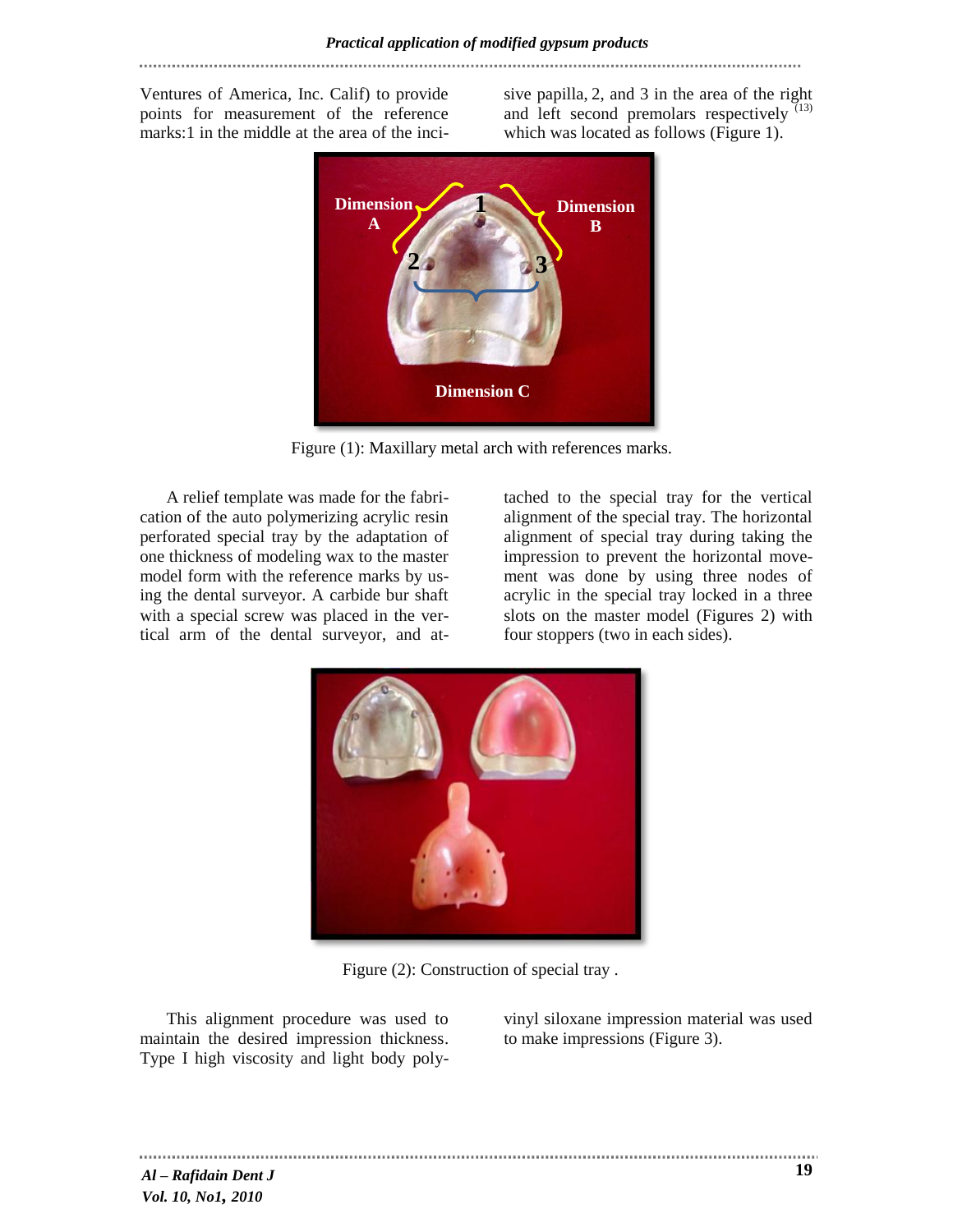Ventures of America, Inc. Calif) to provide points for measurement of the reference marks:1 in the middle at the area of the incisive papilla, 2, and 3 in the area of the right and left second premolars respectively [13] which was located as follows (Figure 1).

Figure (1): Maxillary metal arch with references marks.

A relief template was made for the fabrication of the auto polymerizing acrylic resin perforated special tray by the adaptation of one thickness of modeling wax to the master model form with the reference marks by using the dental surveyor. A carbide bur shaft with a special screw was placed in the vertical arm of the dental surveyor, and attached to the special tray for the vertical alignment of the special tray. The horizontal alignment of special tray during taking the impression to prevent the horizontal movement was done by using three nodes of acrylic in the special tray locked in a three slots on the master model (Figures 2) with four stoppers (two in each sides).

Figure (2): Construction of special tray .

This alignment procedure was used to maintain the desired impression thickness. Type I high viscosity and light body polyvinyl siloxane impression material was used to make impressions (Figure 3).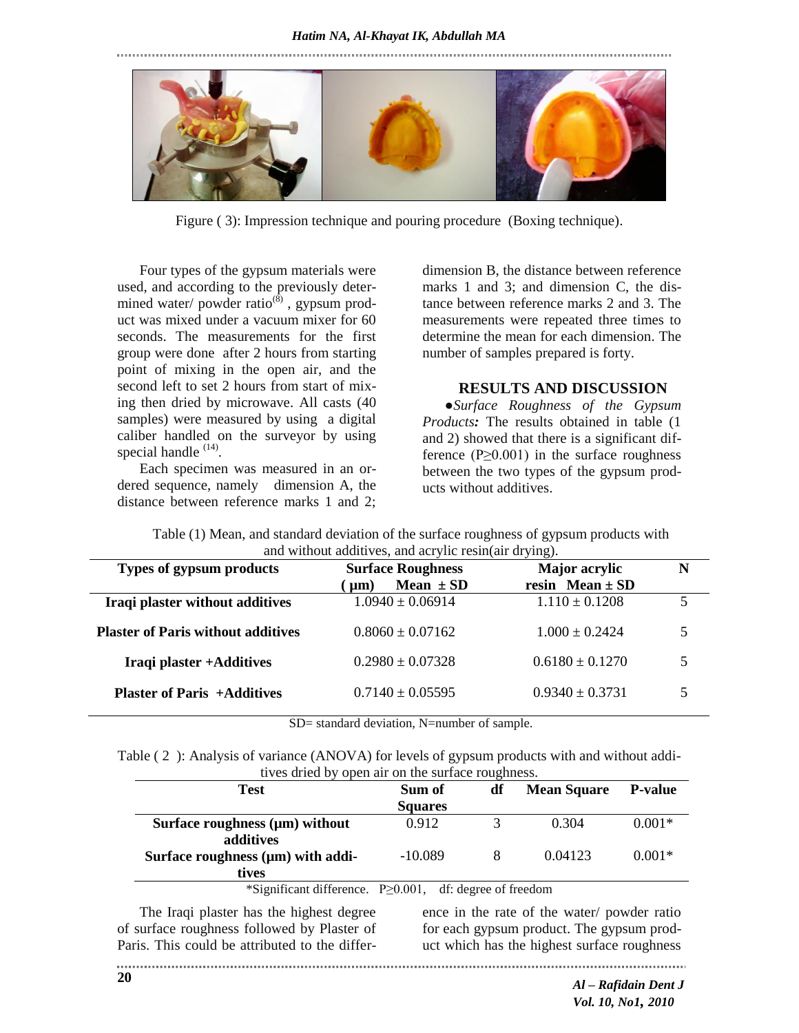Figure ( 3): Impression technique and pouring procedure (Boxing technique).

Four types of the gypsum materials were used, and according to the previously determined water/ powder ratio[8], gypsum product was mixed under a vacuum mixer for 60 seconds. The measurements for the first group were done after 2 hours from starting point of mixing in the open air, and the second left to set 2 hours from start of mixing then dried by microwave. All casts (40 samples) were measured by using a digital caliber handled on the surveyor by using special handle [14].

Each specimen was measured in an ordered sequence, namely dimension A, the distance between reference marks 1 and 2; dimension B, the distance between reference marks 1 and 3; and dimension C, the distance between reference marks 2 and 3. The measurements were repeated three times to determine the mean for each dimension. The number of samples prepared is forty.

## RESULTS AND DISCUSSION

●*Surface Roughness of the Gypsum Products:* The results obtained in table (1 and 2) showed that there is a significant difference ($P \geq 0.001$) in the surface roughness between the two types of the gypsum products without additives.

Table (1) Mean, and standard deviation of the surface roughness of gypsum products with and without additives, and acrylic resin(air drying).

| Types of gypsum products | Surface Roughness (µm) Mean ± SD | Major acrylic resin Mean ± SD | N |
|---|---|---|---|
| **Iraqi plaster without additives** | 1.0940 ± 0.06914 | 1.110 ± 0.1208 | 5 |
| **Plaster of Paris without additives** | 0.8060 ± 0.07162 | 1.000 ± 0.2424 | 5 |
| **Iraqi plaster +Additives** | 0.2980 ± 0.07328 | 0.6180 ± 0.1270 | 5 |
| **Plaster of Paris +Additives** | 0.7140 ± 0.05595 | 0.9340 ± 0.3731 | 5 |

SD= standard deviation, N=number of sample.

Table ( 2 ): Analysis of variance (ANOVA) for levels of gypsum products with and without additives dried by open air on the surface roughness.

| Test | Sum of Squares | df | Mean Square | P-value |
|---|---|---|---|---|
| **Surface roughness (µm) without additives** | 0.912 | 3 | 0.304 | 0.001* |
| **Surface roughness (µm) with additives** | -10.089 | 8 | 0.04123 | 0.001* |

*Significant difference. $P \geq 0.001$, df: degree of freedom

The Iraqi plaster has the highest degree of surface roughness followed by Plaster of Paris. This could be attributed to the difference in the rate of the water/ powder ratio for each gypsum product. The gypsum product which has the highest surface roughness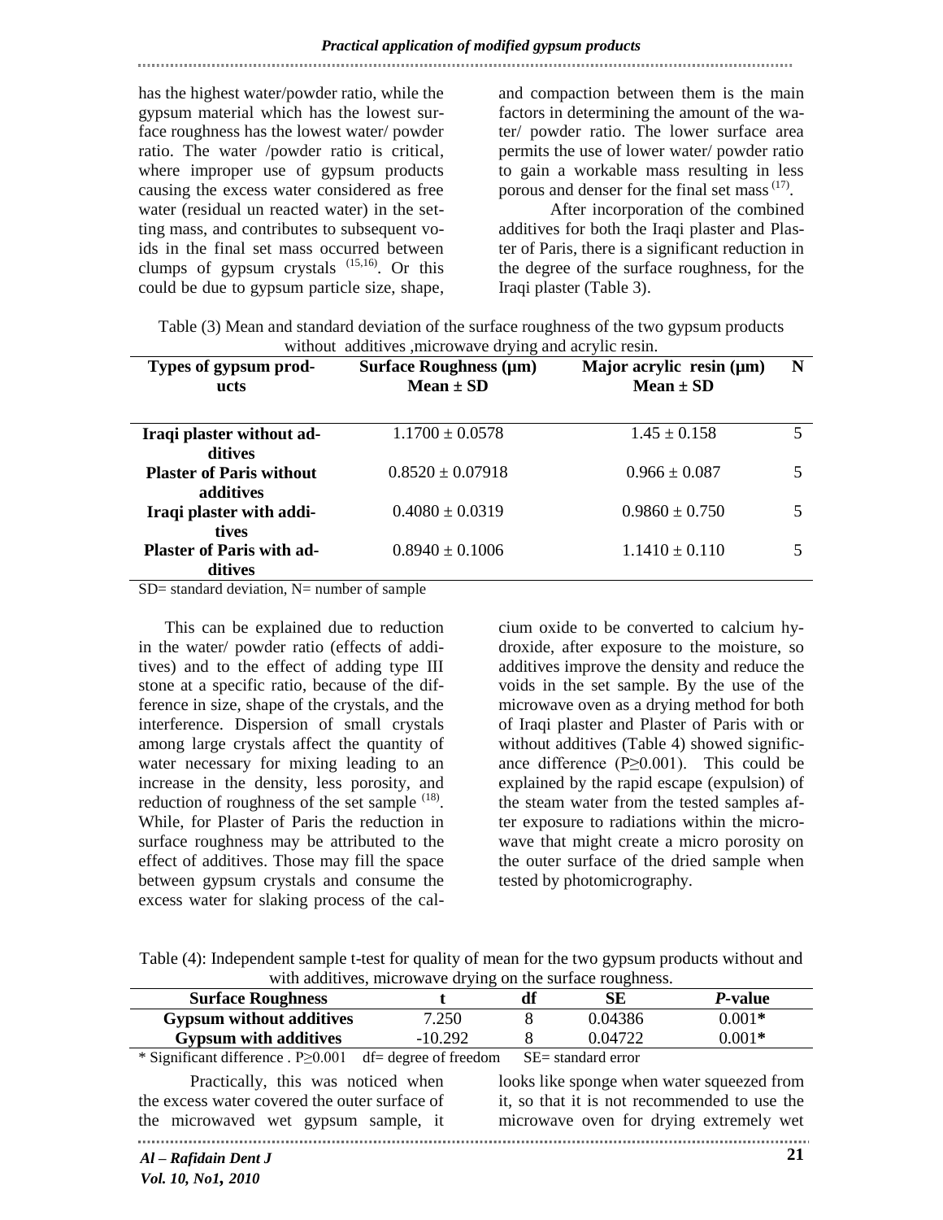has the highest water/powder ratio, while the gypsum material which has the lowest surface roughness has the lowest water/ powder ratio. The water /powder ratio is critical, where improper use of gypsum products causing the excess water considered as free water (residual un reacted water) in the setting mass, and contributes to subsequent voids in the final set mass occurred between clumps of gypsum crystals [15,16]. Or this could be due to gypsum particle size, shape, and compaction between them is the main factors in determining the amount of the water/ powder ratio. The lower surface area permits the use of lower water/ powder ratio to gain a workable mass resulting in less porous and denser for the final set mass [17].

After incorporation of the combined additives for both the Iraqi plaster and Plaster of Paris, there is a significant reduction in the degree of the surface roughness, for the Iraqi plaster (Table 3).

Table (3) Mean and standard deviation of the surface roughness of the two gypsum products without additives ,microwave drying and acrylic resin.

| Types of gypsum products | Surface Roughness (μm) Mean ± SD | Major acrylic resin (μm) Mean ± SD | N |
|---|---|---|---|
| Iraqi plaster without additives | 1.1700 ± 0.0578 | 1.45 ± 0.158 | 5 |
| Plaster of Paris without additives | 0.8520 ± 0.07918 | 0.966 ± 0.087 | 5 |
| Iraqi plaster with additives | 0.4080 ± 0.0319 | 0.9860 ± 0.750 | 5 |
| Plaster of Paris with additives | 0.8940 ± 0.1006 | 1.1410 ± 0.110 | 5 |

SD= standard deviation, N= number of sample

This can be explained due to reduction in the water/ powder ratio (effects of additives) and to the effect of adding type III stone at a specific ratio, because of the difference in size, shape of the crystals, and the interference. Dispersion of small crystals among large crystals affect the quantity of water necessary for mixing leading to an increase in the density, less porosity, and reduction of roughness of the set sample [18]. While, for Plaster of Paris the reduction in surface roughness may be attributed to the effect of additives. Those may fill the space between gypsum crystals and consume the excess water for slaking process of the calcium oxide to be converted to calcium hydroxide, after exposure to the moisture, so additives improve the density and reduce the voids in the set sample. By the use of the microwave oven as a drying method for both of Iraqi plaster and Plaster of Paris with or without additives (Table 4) showed significance difference ($P \geq 0.001$). This could be explained by the rapid escape (expulsion) of the steam water from the tested samples after exposure to radiations within the microwave that might create a micro porosity on the outer surface of the dried sample when tested by photomicrography.

Table (4): Independent sample t-test for quality of mean for the two gypsum products without and with additives, microwave drying on the surface roughness.

| Surface Roughness | t | df | SE | *P*-value |
|---|---|---|---|---|
| Gypsum without additives | 7.250 | 8 | 0.04386 | 0.001* |
| Gypsum with additives | -10.292 | 8 | 0.04722 | 0.001* |

* Significant difference . $P \geq 0.001$ df= degree of freedom SE= standard error

Practically, this was noticed when the excess water covered the outer surface of the microwaved wet gypsum sample, it looks like sponge when water squeezed from it, so that it is not recommended to use the microwave oven for drying extremely wet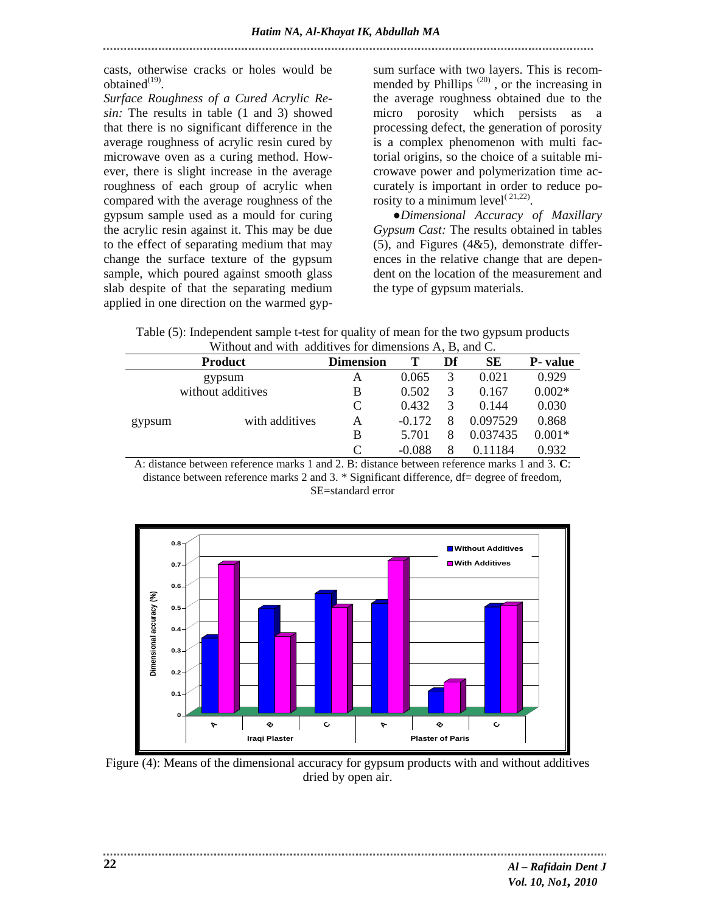casts, otherwise cracks or holes would be obtained[19].

*Surface Roughness of a Cured Acrylic Resin:* The results in table (1 and 3) showed that there is no significant difference in the average roughness of acrylic resin cured by microwave oven as a curing method. However, there is slight increase in the average roughness of each group of acrylic when compared with the average roughness of the gypsum sample used as a mould for curing the acrylic resin against it. This may be due to the effect of separating medium that may change the surface texture of the gypsum sample, which poured against smooth glass slab despite of that the separating medium applied in one direction on the warmed gypsum surface with two layers. This is recommended by Phillips [20], or the increasing in the average roughness obtained due to the micro porosity which persists as a processing defect, the generation of porosity is a complex phenomenon with multi factorial origins, so the choice of a suitable microwave power and polymerization time accurately is important in order to reduce porosity to a minimum level[21,22].

●*Dimensional Accuracy of Maxillary Gypsum Cast:* The results obtained in tables (5), and Figures (4&5), demonstrate differences in the relative change that are dependent on the location of the measurement and the type of gypsum materials.

Table (5): Independent sample t-test for quality of mean for the two gypsum products Without and with additives for dimensions A, B, and C.

| Product | | Dimension | T | Df | SE | P- value |
|---|---|---|---|---|---|---|
| gypsum without additives | | A | 0.065 | 3 | 0.021 | 0.929 |
| | | B | 0.502 | 3 | 0.167 | 0.002* |
| | | C | 0.432 | 3 | 0.144 | 0.030 |
| gypsum | with additives | A | -0.172 | 8 | 0.097529 | 0.868 |
| | | B | 5.701 | 8 | 0.037435 | 0.001* |
| | | C | -0.088 | 8 | 0.11184 | 0.932 |

A: distance between reference marks 1 and 2. B: distance between reference marks 1 and 3. **C**: distance between reference marks 2 and 3. * Significant difference, df= degree of freedom, SE=standard error

Figure (4): Means of the dimensional accuracy for gypsum products with and without additives dried by open air.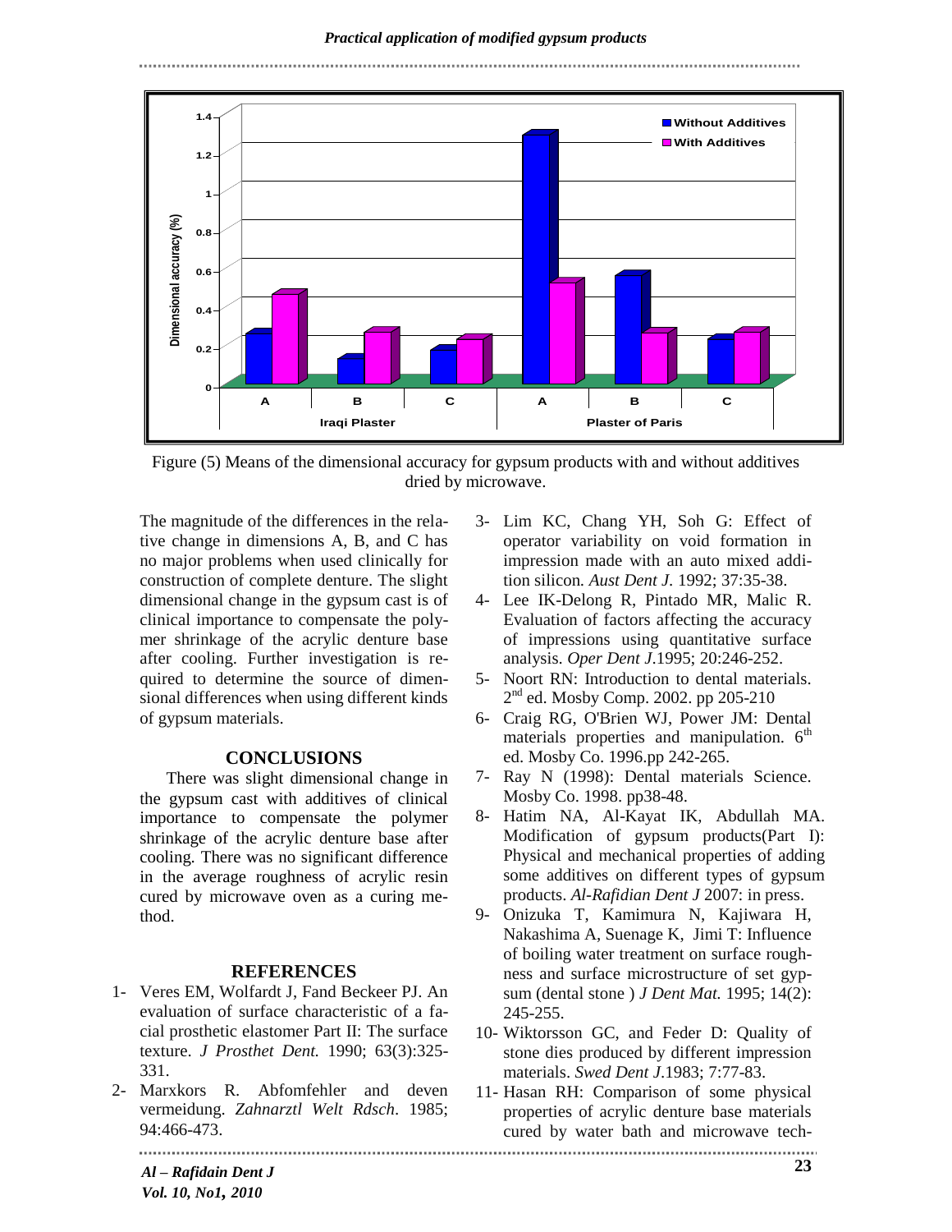Figure (5) Means of the dimensional accuracy for gypsum products with and without additives dried by microwave.

The magnitude of the differences in the relative change in dimensions A, B, and C has no major problems when used clinically for construction of complete denture. The slight dimensional change in the gypsum cast is of clinical importance to compensate the polymer shrinkage of the acrylic denture base after cooling. Further investigation is required to determine the source of dimensional differences when using different kinds of gypsum materials.

## CONCLUSIONS

There was slight dimensional change in the gypsum cast with additives of clinical importance to compensate the polymer shrinkage of the acrylic denture base after cooling. There was no significant difference in the average roughness of acrylic resin cured by microwave oven as a curing method.

## REFERENCES

1- Veres EM, Wolfardt J, Fand Beckeer PJ. An evaluation of surface characteristic of a facial prosthetic elastomer Part II: The surface texture. *J Prosthet Dent.* 1990; 63(3):325-331.

2- Marxkors R. Abfomfehler and deven vermeidung. *Zahnarztl Welt Rdsch*. 1985; 94:466-473.

3- Lim KC, Chang YH, Soh G: Effect of operator variability on void formation in impression made with an auto mixed addition silicon. *Aust Dent J.* 1992; 37:35-38.

4- Lee IK-Delong R, Pintado MR, Malic R. Evaluation of factors affecting the accuracy of impressions using quantitative surface analysis. *Oper Dent J*.1995; 20:246-252.

5- Noort RN: Introduction to dental materials. 2nd ed. Mosby Comp. 2002. pp 205-210

6- Craig RG, O'Brien WJ, Power JM: Dental materials properties and manipulation. 6th ed. Mosby Co. 1996.pp 242-265.

7- Ray N (1998): Dental materials Science. Mosby Co. 1998. pp38-48.

8- Hatim NA, Al-Kayat IK, Abdullah MA. Modification of gypsum products(Part I): Physical and mechanical properties of adding some additives on different types of gypsum products. *Al-Rafidian Dent J* 2007: in press.

9- Onizuka T, Kamimura N, Kajiwara H, Nakashima A, Suenage K, Jimi T: Influence of boiling water treatment on surface roughness and surface microstructure of set gypsum (dental stone ) *J Dent Mat.* 1995; 14(2): 245-255.

10- Wiktorsson GC, and Feder D: Quality of stone dies produced by different impression materials. *Swed Dent J*.1983; 7:77-83.

11- Hasan RH: Comparison of some physical properties of acrylic denture base materials cured by water bath and microwave tech-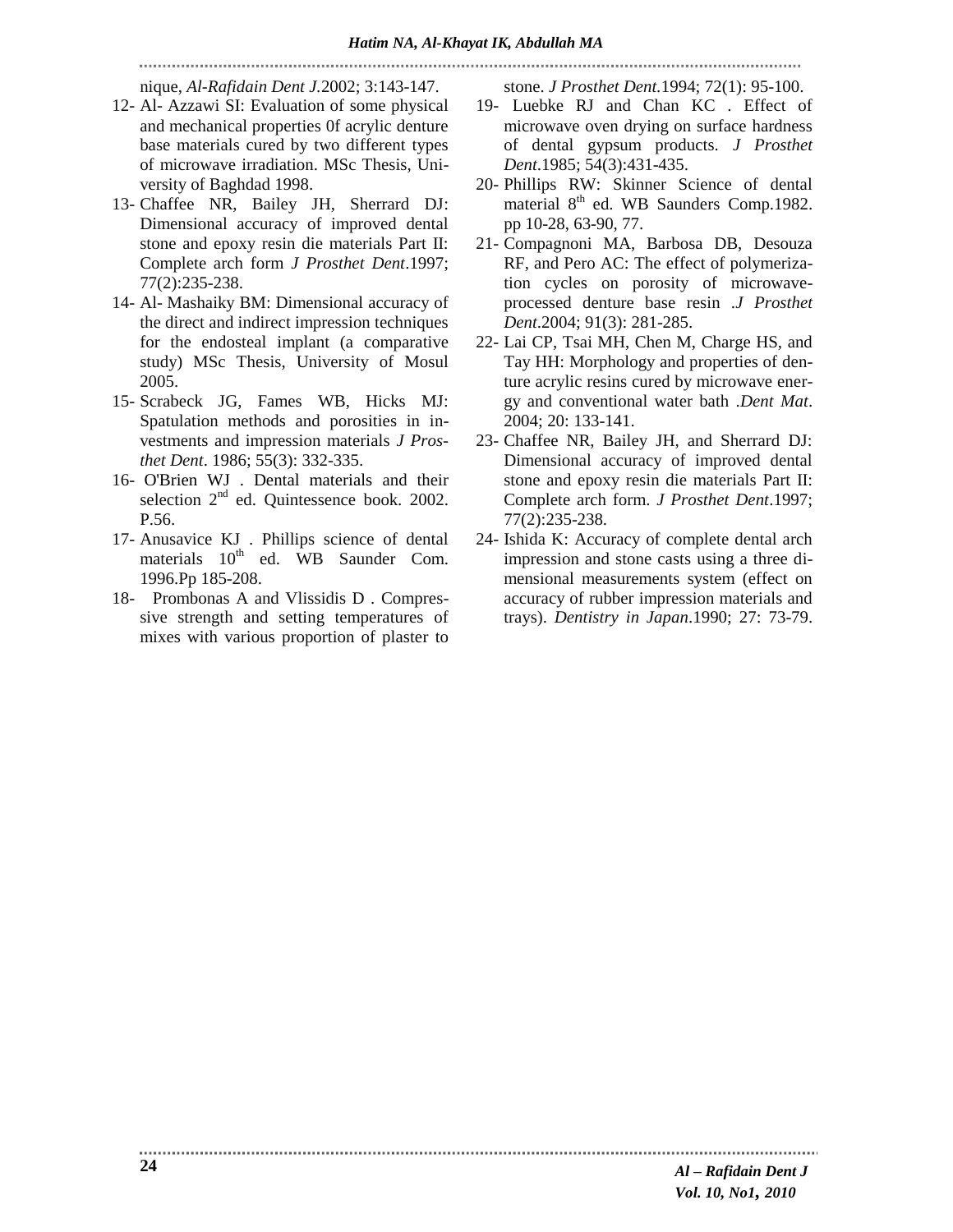nique, *Al-Rafidain Dent J*.2002; 3:143-147.

12- Al- Azzawi SI: Evaluation of some physical and mechanical properties 0f acrylic denture base materials cured by two different types of microwave irradiation. MSc Thesis, University of Baghdad 1998.

13- Chaffee NR, Bailey JH, Sherrard DJ: Dimensional accuracy of improved dental stone and epoxy resin die materials Part II: Complete arch form *J Prosthet Dent*.1997; 77(2):235-238.

14- Al- Mashaiky BM: Dimensional accuracy of the direct and indirect impression techniques for the endosteal implant (a comparative study) MSc Thesis, University of Mosul 2005.

15- Scrabeck JG, Fames WB, Hicks MJ: Spatulation methods and porosities in investments and impression materials *J Prosthet Dent*. 1986; 55(3): 332-335.

16- O'Brien WJ . Dental materials and their selection 2nd ed. Quintessence book. 2002. P.56.

17- Anusavice KJ . Phillips science of dental materials 10th ed. WB Saunder Com. 1996.Pp 185-208.

18- Prombonas A and Vlissidis D . Compressive strength and setting temperatures of mixes with various proportion of plaster to stone. *J Prosthet Dent*.1994; 72(1): 95-100.

19- Luebke RJ and Chan KC . Effect of microwave oven drying on surface hardness of dental gypsum products. *J Prosthet Dent*.1985; 54(3):431-435.

20- Phillips RW: Skinner Science of dental material 8th ed. WB Saunders Comp.1982. pp 10-28, 63-90, 77.

21- Compagnoni MA, Barbosa DB, Desouza RF, and Pero AC: The effect of polymerization cycles on porosity of microwave-processed denture base resin .*J Prosthet Dent*.2004; 91(3): 281-285.

22- Lai CP, Tsai MH, Chen M, Charge HS, and Tay HH: Morphology and properties of denture acrylic resins cured by microwave energy and conventional water bath .*Dent Mat*. 2004; 20: 133-141.

23- Chaffee NR, Bailey JH, and Sherrard DJ: Dimensional accuracy of improved dental stone and epoxy resin die materials Part II: Complete arch form. *J Prosthet Dent*.1997; 77(2):235-238.

24- Ishida K: Accuracy of complete dental arch impression and stone casts using a three dimensional measurements system (effect on accuracy of rubber impression materials and trays). *Dentistry in Japan*.1990; 27: 73-79.